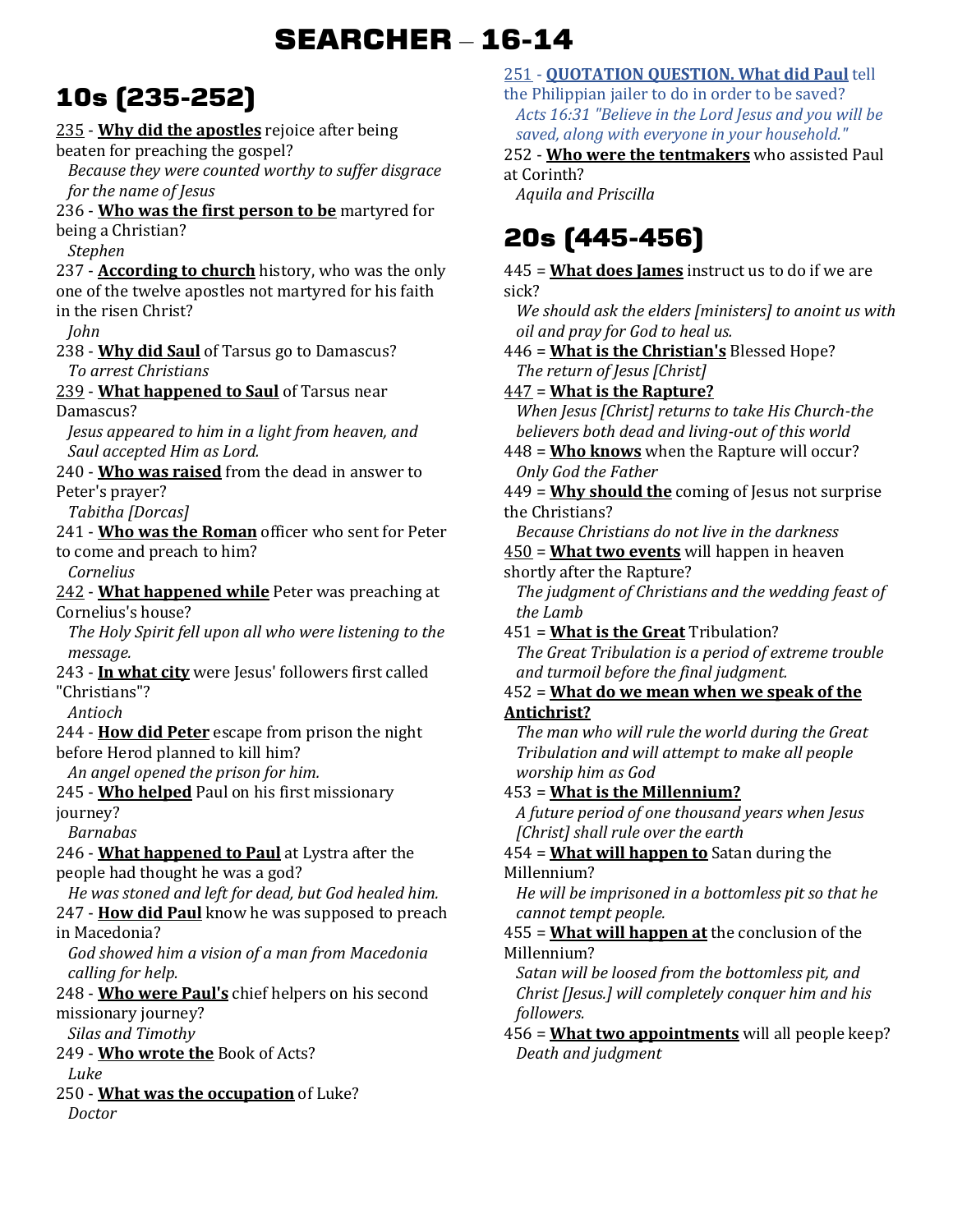# SEARCHER – 16-14

## 10s (235-252)

235 - **Why did the apostles** rejoice after being beaten for preaching the gospel?
*Because they were counted worthy to suffer disgrace for the name of Jesus*

236 - **Who was the first person to be** martyred for being a Christian?
*Stephen*

237 - **According to church** history, who was the only one of the twelve apostles not martyred for his faith in the risen Christ?
*John*

238 - **Why did Saul** of Tarsus go to Damascus?
*To arrest Christians*

239 - **What happened to Saul** of Tarsus near Damascus?
*Jesus appeared to him in a light from heaven, and Saul accepted Him as Lord.*

240 - **Who was raised** from the dead in answer to Peter's prayer?
*Tabitha [Dorcas]*

241 - **Who was the Roman** officer who sent for Peter to come and preach to him?
*Cornelius*

242 - **What happened while** Peter was preaching at Cornelius's house?
*The Holy Spirit fell upon all who were listening to the message.*

243 - **In what city** were Jesus' followers first called "Christians"?
*Antioch*

244 - **How did Peter** escape from prison the night before Herod planned to kill him?
*An angel opened the prison for him.*

245 - **Who helped** Paul on his first missionary journey?
*Barnabas*

246 - **What happened to Paul** at Lystra after the people had thought he was a god?
*He was stoned and left for dead, but God healed him.*

247 - **How did Paul** know he was supposed to preach in Macedonia?
*God showed him a vision of a man from Macedonia calling for help.*

248 - **Who were Paul's** chief helpers on his second missionary journey?
*Silas and Timothy*

249 - **Who wrote the** Book of Acts?
*Luke*

250 - **What was the occupation** of Luke?
*Doctor*

251 - **QUOTATION QUESTION. What did Paul** tell the Philippian jailer to do in order to be saved?
*Acts 16:31 "Believe in the Lord Jesus and you will be saved, along with everyone in your household."*

252 - **Who were the tentmakers** who assisted Paul at Corinth?
*Aquila and Priscilla*

## 20s (445-456)

445 = **What does James** instruct us to do if we are sick?
*We should ask the elders [ministers] to anoint us with oil and pray for God to heal us.*

446 = **What is the Christian's** Blessed Hope?
*The return of Jesus [Christ]*

447 = **What is the Rapture?**
*When Jesus [Christ] returns to take His Church-the believers both dead and living-out of this world*

448 = **Who knows** when the Rapture will occur?
*Only God the Father*

449 = **Why should the** coming of Jesus not surprise the Christians?
*Because Christians do not live in the darkness*

450 = **What two events** will happen in heaven shortly after the Rapture?
*The judgment of Christians and the wedding feast of the Lamb*

451 = **What is the Great** Tribulation?
*The Great Tribulation is a period of extreme trouble and turmoil before the final judgment.*

452 = **What do we mean when we speak of the Antichrist?**
*The man who will rule the world during the Great Tribulation and will attempt to make all people worship him as God*

453 = **What is the Millennium?**
*A future period of one thousand years when Jesus [Christ] shall rule over the earth*

454 = **What will happen to** Satan during the Millennium?
*He will be imprisoned in a bottomless pit so that he cannot tempt people.*

455 = **What will happen at** the conclusion of the Millennium?
*Satan will be loosed from the bottomless pit, and Christ [Jesus.] will completely conquer him and his followers.*

456 = **What two appointments** will all people keep?
*Death and judgment*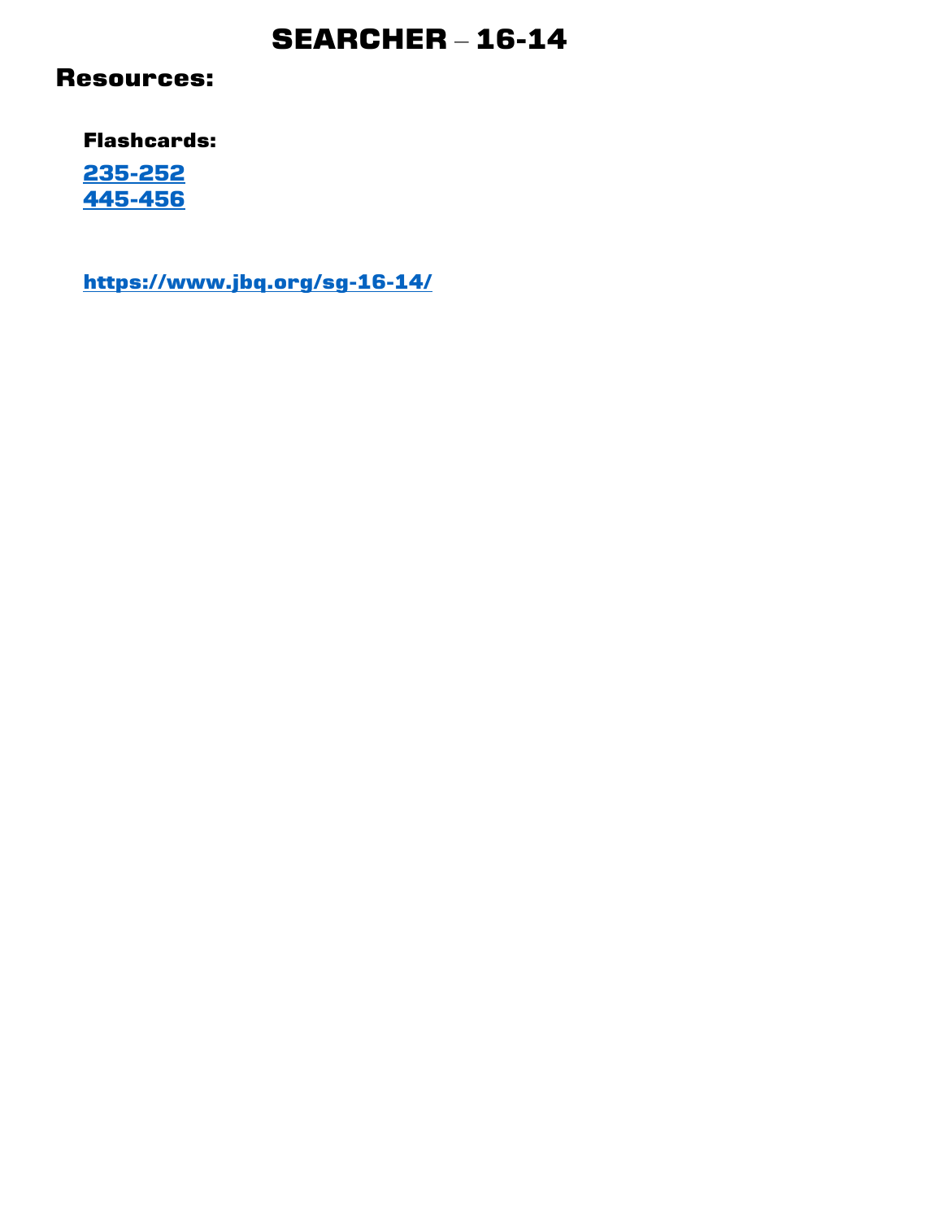# SEARCHER – 16-14

## Resources:

**Flashcards:**

235-252
445-456

https://www.jbq.org/sg-16-14/